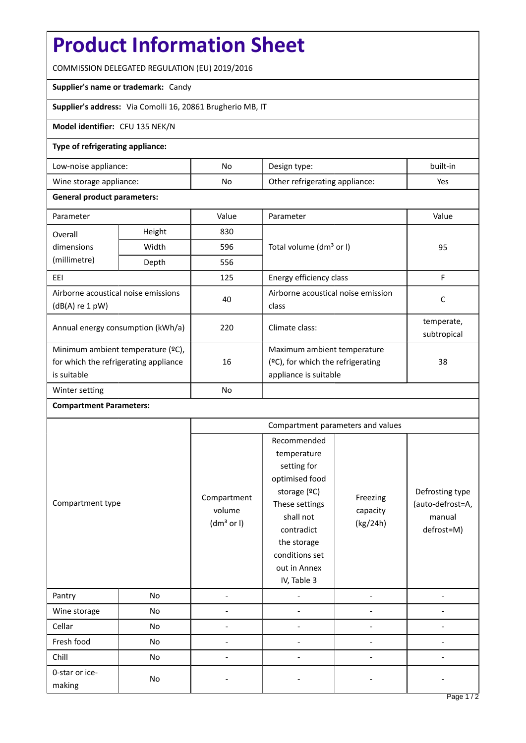# Product Information Sheet

COMMISSION DELEGATED REGULATION (EU) 2019/2016

**Supplier's name or trademark:** Candy

**Supplier's address:** Via Comolli 16, 20861 Brugherio MB, IT

**Model identifier:** CFU 135 NEK/N

**Type of refrigerating appliance:**

| | | | |
|---|---|---|---|
| Low-noise appliance: | No | Design type: | built-in |
| Wine storage appliance: | No | Other refrigerating appliance: | Yes |

**General product parameters:**

| Parameter | | Value | Parameter | Value |
|---|---|---|---|---|
| Overall dimensions (millimetre) | Height | 830 | Total volume (dm³ or l) | 95 |
| | Width | 596 | | |
| | Depth | 556 | | |
| EEI | | 125 | Energy efficiency class | F |
| Airborne acoustical noise emissions (dB(A) re 1 pW) | | 40 | Airborne acoustical noise emission class | C |
| Annual energy consumption (kWh/a) | | 220 | Climate class: | temperate, subtropical |
| Minimum ambient temperature (ºC), for which the refrigerating appliance is suitable | | 16 | Maximum ambient temperature (ºC), for which the refrigerating appliance is suitable | 38 |
| Winter setting | | No | | |

**Compartment Parameters:**

| Compartment type | | Compartment parameters and values | | | |
|---|---|---|---|---|---|
| | | Compartment volume (dm³ or l) | Recommended temperature setting for optimised food storage (ºC) These settings shall not contradict the storage conditions set out in Annex IV, Table 3 | Freezing capacity (kg/24h) | Defrosting type (auto-defrost=A, manual defrost=M) |
| Pantry | No | - | - | - | - |
| Wine storage | No | - | - | - | - |
| Cellar | No | - | - | - | - |
| Fresh food | No | - | - | - | - |
| Chill | No | - | - | - | - |
| 0-star or ice-making | No | - | - | - | - |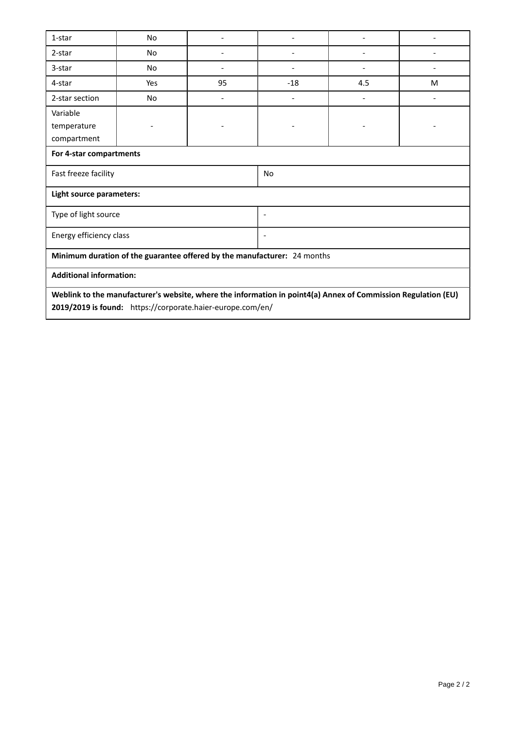| | | | | | |
|---|---|---|---|---|---|
| 1-star | No | - | - | - | - |
| 2-star | No | - | - | - | - |
| 3-star | No | - | - | - | - |
| 4-star | Yes | 95 | -18 | 4.5 | M |
| 2-star section | No | - | - | - | - |
| Variable temperature compartment | - | - | - | - | - |

| | |
|---|---|
| **For 4-star compartments** | |
| Fast freeze facility | No |
| **Light source parameters:** | |
| Type of light source | - |
| Energy efficiency class | - |

**Minimum duration of the guarantee offered by the manufacturer:** 24 months

**Additional information:**

**Weblink to the manufacturer's website, where the information in point4(a) Annex of Commission Regulation (EU) 2019/2019 is found:** https://corporate.haier-europe.com/en/